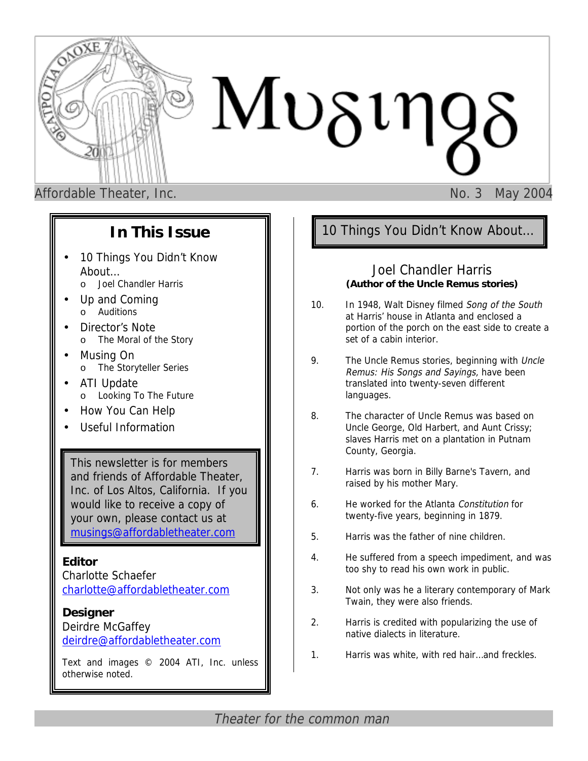# Musings

Affordable Theater, Inc. No. 3 May 2004

## In This Issue

- 10 Things You Didn't Know About…
  - Joel Chandler Harris
- Up and Coming
  - Auditions
- Director's Note
  - The Moral of the Story
- Musing On
  - The Storyteller Series
- ATI Update
  - Looking To The Future
- How You Can Help
- Useful Information

This newsletter is for members and friends of Affordable Theater, Inc. of Los Altos, California. If you would like to receive a copy of your own, please contact us at musings@affordabletheater.com

**Editor**
Charlotte Schaefer
charlotte@affordabletheater.com

**Designer**
Deirdre McGaffey
deirdre@affordabletheater.com

Text and images © 2004 ATI, Inc. unless otherwise noted.

## 10 Things You Didn't Know About…

### Joel Chandler Harris

**(Author of the Uncle Remus stories)**

10. In 1948, Walt Disney filmed *Song of the South* at Harris' house in Atlanta and enclosed a portion of the porch on the east side to create a set of a cabin interior.

9. The Uncle Remus stories, beginning with *Uncle Remus: His Songs and Sayings,* have been translated into twenty-seven different languages.

8. The character of Uncle Remus was based on Uncle George, Old Harbert, and Aunt Crissy; slaves Harris met on a plantation in Putnam County, Georgia.

7. Harris was born in Billy Barne's Tavern, and raised by his mother Mary.

6. He worked for the Atlanta *Constitution* for twenty-five years, beginning in 1879.

5. Harris was the father of nine children.

4. He suffered from a speech impediment, and was too shy to read his own work in public.

3. Not only was he a literary contemporary of Mark Twain, they were also friends.

2. Harris is credited with popularizing the use of native dialects in literature.

1. Harris was white, with red hair…and freckles.

*Theater for the common man*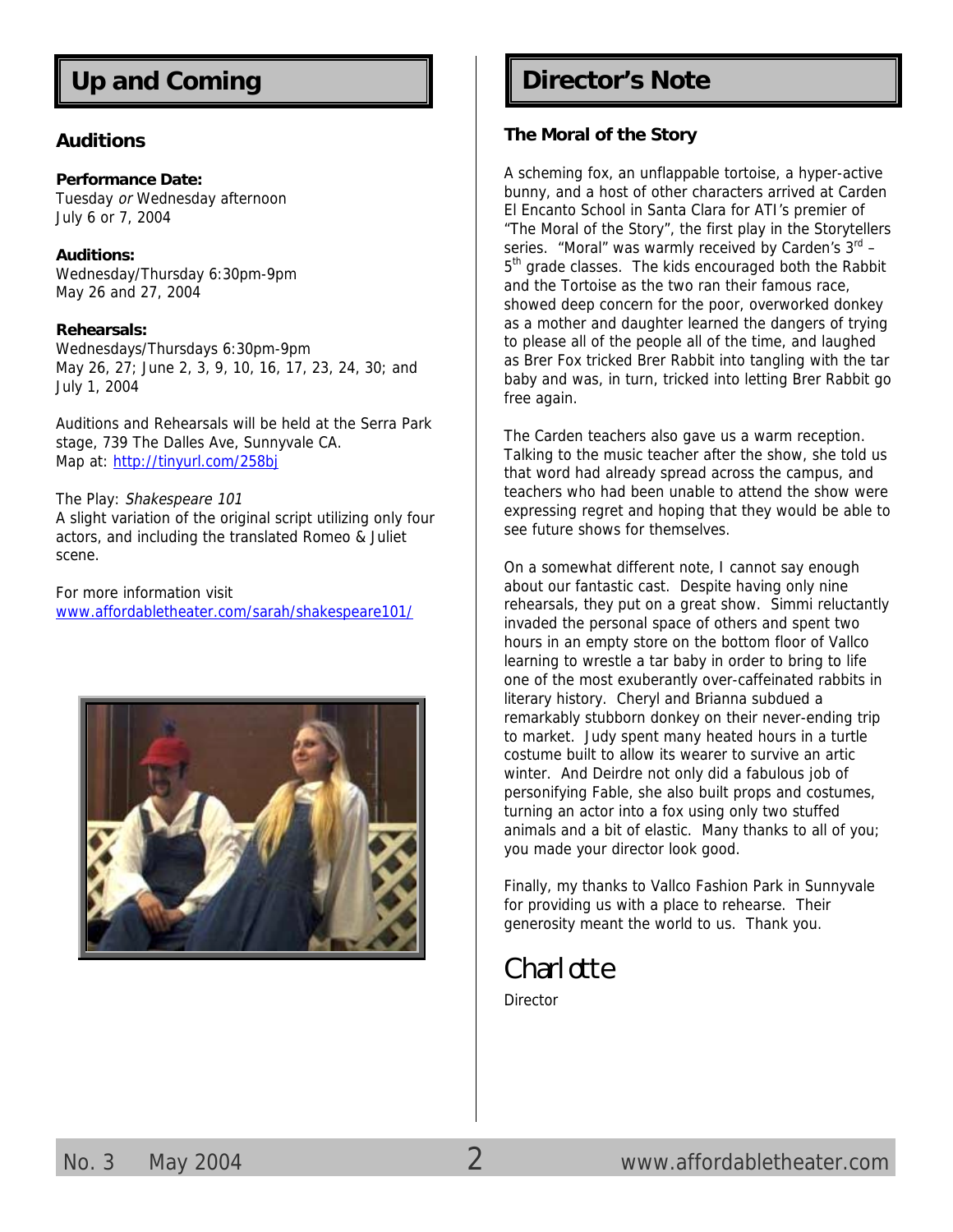## Up and Coming

### Auditions

**Performance Date:**
Tuesday *or* Wednesday afternoon
July 6 or 7, 2004

**Auditions:**
Wednesday/Thursday 6:30pm-9pm
May 26 and 27, 2004

**Rehearsals:**
Wednesdays/Thursdays 6:30pm-9pm
May 26, 27; June 2, 3, 9, 10, 16, 17, 23, 24, 30; and July 1, 2004

Auditions and Rehearsals will be held at the Serra Park stage, 739 The Dalles Ave, Sunnyvale CA.
Map at: http://tinyurl.com/258bj

The Play: *Shakespeare 101*
A slight variation of the original script utilizing only four actors, and including the translated Romeo & Juliet scene.

For more information visit
www.affordabletheater.com/sarah/shakespeare101/

## Director's Note

### The Moral of the Story

A scheming fox, an unflappable tortoise, a hyper-active bunny, and a host of other characters arrived at Carden El Encanto School in Santa Clara for ATI's premier of "The Moral of the Story", the first play in the Storytellers series. "Moral" was warmly received by Carden's 3rd – 5th grade classes. The kids encouraged both the Rabbit and the Tortoise as the two ran their famous race, showed deep concern for the poor, overworked donkey as a mother and daughter learned the dangers of trying to please all of the people all of the time, and laughed as Brer Fox tricked Brer Rabbit into tangling with the tar baby and was, in turn, tricked into letting Brer Rabbit go free again.

The Carden teachers also gave us a warm reception. Talking to the music teacher after the show, she told us that word had already spread across the campus, and teachers who had been unable to attend the show were expressing regret and hoping that they would be able to see future shows for themselves.

On a somewhat different note, I cannot say enough about our fantastic cast. Despite having only nine rehearsals, they put on a great show. Simmi reluctantly invaded the personal space of others and spent two hours in an empty store on the bottom floor of Vallco learning to wrestle a tar baby in order to bring to life one of the most exuberantly over-caffeinated rabbits in literary history. Cheryl and Brianna subdued a remarkably stubborn donkey on their never-ending trip to market. Judy spent many heated hours in a turtle costume built to allow its wearer to survive an artic winter. And Deirdre not only did a fabulous job of personifying Fable, she also built props and costumes, turning an actor into a fox using only two stuffed animals and a bit of elastic. Many thanks to all of you; you made your director look good.

Finally, my thanks to Vallco Fashion Park in Sunnyvale for providing us with a place to rehearse. Their generosity meant the world to us. Thank you.

Charlotte
Director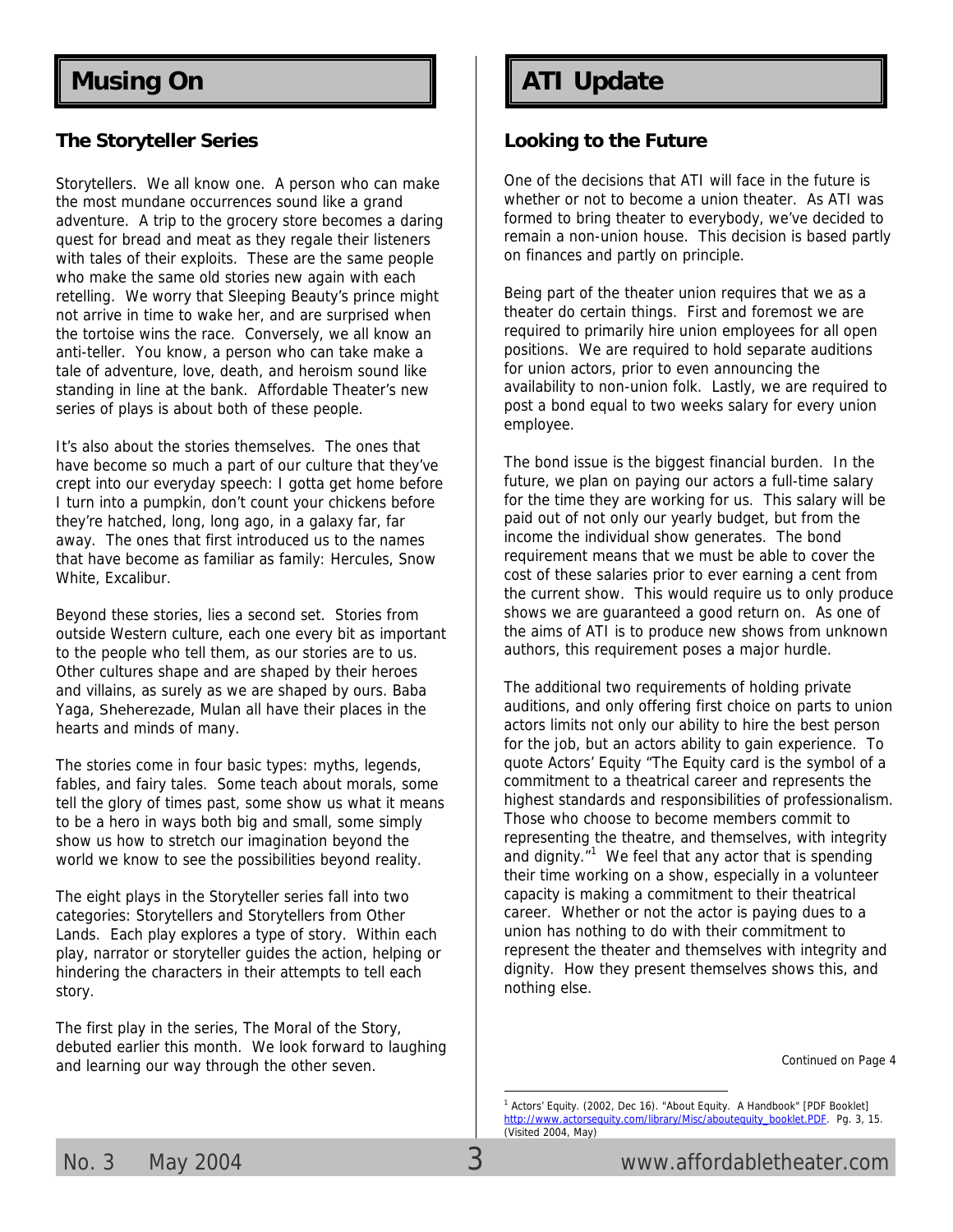# Musing On

## The Storyteller Series

Storytellers. We all know one. A person who can make the most mundane occurrences sound like a grand adventure. A trip to the grocery store becomes a daring quest for bread and meat as they regale their listeners with tales of their exploits. These are the same people who make the same old stories new again with each retelling. We worry that Sleeping Beauty's prince might not arrive in time to wake her, and are surprised when the tortoise wins the race. Conversely, we all know an anti-teller. You know, a person who can take make a tale of adventure, love, death, and heroism sound like standing in line at the bank. Affordable Theater's new series of plays is about both of these people.

It's also about the stories themselves. The ones that have become so much a part of our culture that they've crept into our everyday speech: I gotta get home before I turn into a pumpkin, don't count your chickens before they're hatched, long, long ago, in a galaxy far, far away. The ones that first introduced us to the names that have become as familiar as family: Hercules, Snow White, Excalibur.

Beyond these stories, lies a second set. Stories from outside Western culture, each one every bit as important to the people who tell them, as our stories are to us. Other cultures shape and are shaped by their heroes and villains, as surely as we are shaped by ours. Baba Yaga, Sheherezade, Mulan all have their places in the hearts and minds of many.

The stories come in four basic types: myths, legends, fables, and fairy tales. Some teach about morals, some tell the glory of times past, some show us what it means to be a hero in ways both big and small, some simply show us how to stretch our imagination beyond the world we know to see the possibilities beyond reality.

The eight plays in the Storyteller series fall into two categories: Storytellers and Storytellers from Other Lands. Each play explores a type of story. Within each play, narrator or storyteller guides the action, helping or hindering the characters in their attempts to tell each story.

The first play in the series, The Moral of the Story, debuted earlier this month. We look forward to laughing and learning our way through the other seven.

# ATI Update

## Looking to the Future

One of the decisions that ATI will face in the future is whether or not to become a union theater. As ATI was formed to bring theater to everybody, we've decided to remain a non-union house. This decision is based partly on finances and partly on principle.

Being part of the theater union requires that we as a theater do certain things. First and foremost we are required to primarily hire union employees for all open positions. We are required to hold separate auditions for union actors, prior to even announcing the availability to non-union folk. Lastly, we are required to post a bond equal to two weeks salary for every union employee.

The bond issue is the biggest financial burden. In the future, we plan on paying our actors a full-time salary for the time they are working for us. This salary will be paid out of not only our yearly budget, but from the income the individual show generates. The bond requirement means that we must be able to cover the cost of these salaries prior to ever earning a cent from the current show. This would require us to only produce shows we are guaranteed a good return on. As one of the aims of ATI is to produce new shows from unknown authors, this requirement poses a major hurdle.

The additional two requirements of holding private auditions, and only offering first choice on parts to union actors limits not only our ability to hire the best person for the job, but an actors ability to gain experience. To quote Actors' Equity "The Equity card is the symbol of a commitment to a theatrical career and represents the highest standards and responsibilities of professionalism. Those who choose to become members commit to representing the theatre, and themselves, with integrity and dignity."[1] We feel that any actor that is spending their time working on a show, especially in a volunteer capacity is making a commitment to their theatrical career. Whether or not the actor is paying dues to a union has nothing to do with their commitment to represent the theater and themselves with integrity and dignity. How they present themselves shows this, and nothing else.

Continued on Page 4

[1] Actors' Equity. (2002, Dec 16). "About Equity. A Handbook" [PDF Booklet] http://www.actorsequity.com/library/Misc/aboutequity_booklet.PDF. Pg. 3, 15. (Visited 2004, May)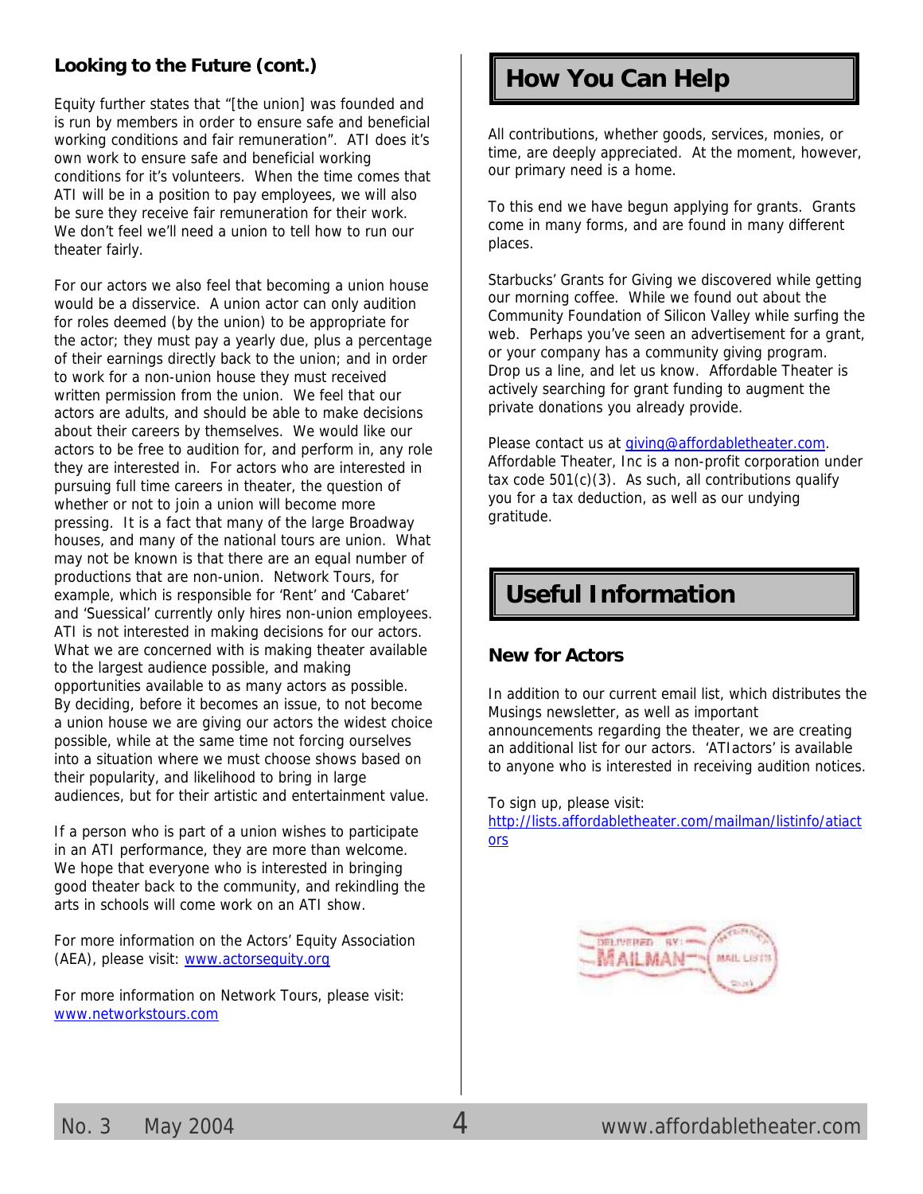## Looking to the Future (cont.)

Equity further states that "[the union] was founded and is run by members in order to ensure safe and beneficial working conditions and fair remuneration". ATI does it's own work to ensure safe and beneficial working conditions for it's volunteers. When the time comes that ATI will be in a position to pay employees, we will also be sure they receive fair remuneration for their work. We don't feel we'll need a union to tell how to run our theater fairly.

For our actors we also feel that becoming a union house would be a disservice. A union actor can only audition for roles deemed (by the union) to be appropriate for the actor; they must pay a yearly due, plus a percentage of their earnings directly back to the union; and in order to work for a non-union house they must received written permission from the union. We feel that our actors are adults, and should be able to make decisions about their careers by themselves. We would like our actors to be free to audition for, and perform in, any role they are interested in. For actors who are interested in pursuing full time careers in theater, the question of whether or not to join a union will become more pressing. It is a fact that many of the large Broadway houses, and many of the national tours are union. What may not be known is that there are an equal number of productions that are non-union. Network Tours, for example, which is responsible for 'Rent' and 'Cabaret' and 'Suessical' currently only hires non-union employees. ATI is not interested in making decisions for our actors. What we are concerned with is making theater available to the largest audience possible, and making opportunities available to as many actors as possible. By deciding, before it becomes an issue, to not become a union house we are giving our actors the widest choice possible, while at the same time not forcing ourselves into a situation where we must choose shows based on their popularity, and likelihood to bring in large audiences, but for their artistic and entertainment value.

If a person who is part of a union wishes to participate in an ATI performance, they are more than welcome. We hope that everyone who is interested in bringing good theater back to the community, and rekindling the arts in schools will come work on an ATI show.

For more information on the Actors' Equity Association (AEA), please visit: www.actorsequity.org

For more information on Network Tours, please visit: www.networkstours.com

# How You Can Help

All contributions, whether goods, services, monies, or time, are deeply appreciated. At the moment, however, our primary need is a home.

To this end we have begun applying for grants. Grants come in many forms, and are found in many different places.

Starbucks' Grants for Giving we discovered while getting our morning coffee. While we found out about the Community Foundation of Silicon Valley while surfing the web. Perhaps you've seen an advertisement for a grant, or your company has a community giving program. Drop us a line, and let us know. Affordable Theater is actively searching for grant funding to augment the private donations you already provide.

Please contact us at giving@affordabletheater.com. Affordable Theater, Inc is a non-profit corporation under tax code 501(c)(3). As such, all contributions qualify you for a tax deduction, as well as our undying gratitude.

# Useful Information

## New for Actors

In addition to our current email list, which distributes the Musings newsletter, as well as important announcements regarding the theater, we are creating an additional list for our actors. 'ATIactors' is available to anyone who is interested in receiving audition notices.

To sign up, please visit:
http://lists.affordabletheater.com/mailman/listinfo/atiactors